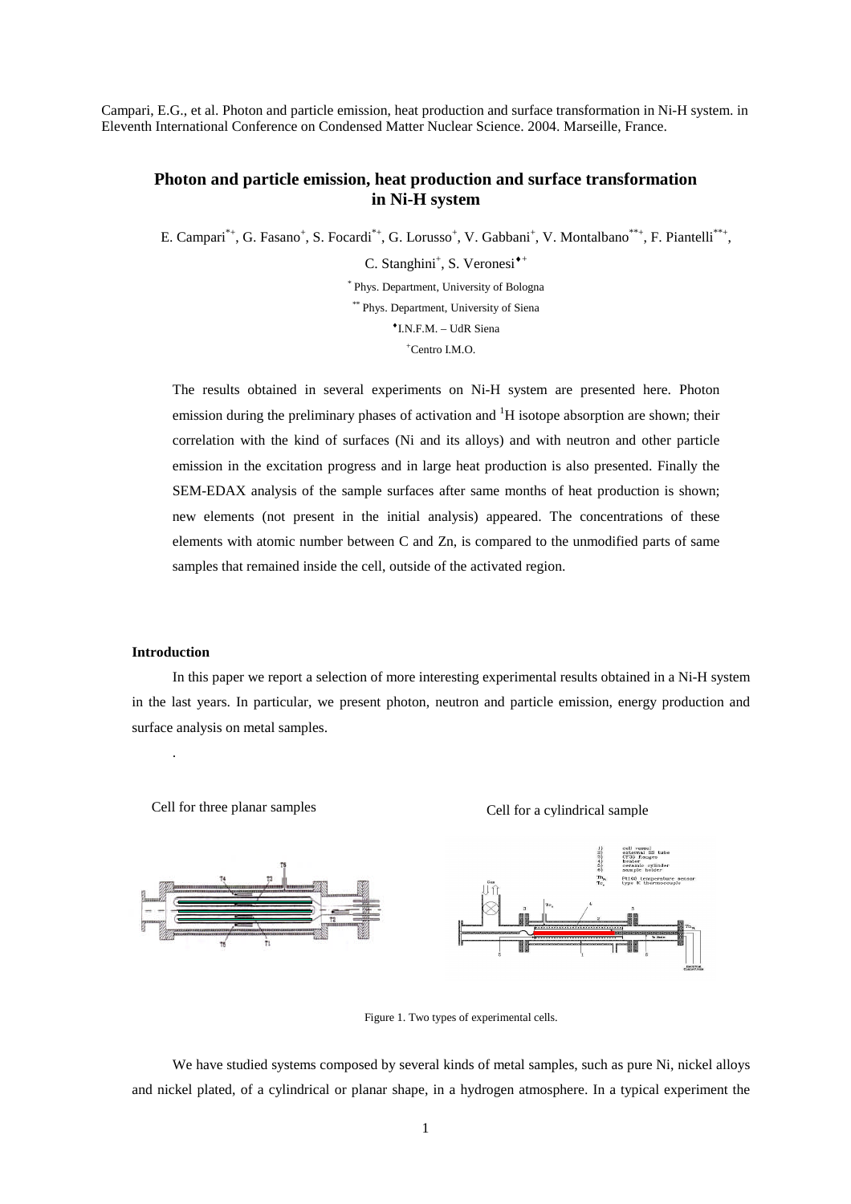Campari, E.G., et al. Photon and particle emission, heat production and surface transformation in Ni-H system. in Eleventh International Conference on Condensed Matter Nuclear Science. 2004. Marseille, France.

# Photon and particle emission, heat production and surface transformation in Ni-H system

E. Campari[*+], G. Fasano[+], S. Focardi[*+], G. Lorusso[+], V. Gabbani[+], V. Montalbano[**+], F. Piantelli[**+], C. Stanghini[+], S. Veronesi[♦+]

[*] Phys. Department, University of Bologna

[**] Phys. Department, University of Siena

[♦] I.N.F.M. – UdR Siena

[+] Centro I.M.O.

The results obtained in several experiments on Ni-H system are presented here. Photon emission during the preliminary phases of activation and $^1$H isotope absorption are shown; their correlation with the kind of surfaces (Ni and its alloys) and with neutron and other particle emission in the excitation progress and in large heat production is also presented. Finally the SEM-EDAX analysis of the sample surfaces after same months of heat production is shown; new elements (not present in the initial analysis) appeared. The concentrations of these elements with atomic number between C and Zn, is compared to the unmodified parts of same samples that remained inside the cell, outside of the activated region.

### Introduction

In this paper we report a selection of more interesting experimental results obtained in a Ni-H system in the last years. In particular, we present photon, neutron and particle emission, energy production and surface analysis on metal samples.

.

Cell for three planar samples

Cell for a cylindrical sample

Figure 1. Two types of experimental cells.

We have studied systems composed by several kinds of metal samples, such as pure Ni, nickel alloys and nickel plated, of a cylindrical or planar shape, in a hydrogen atmosphere. In a typical experiment the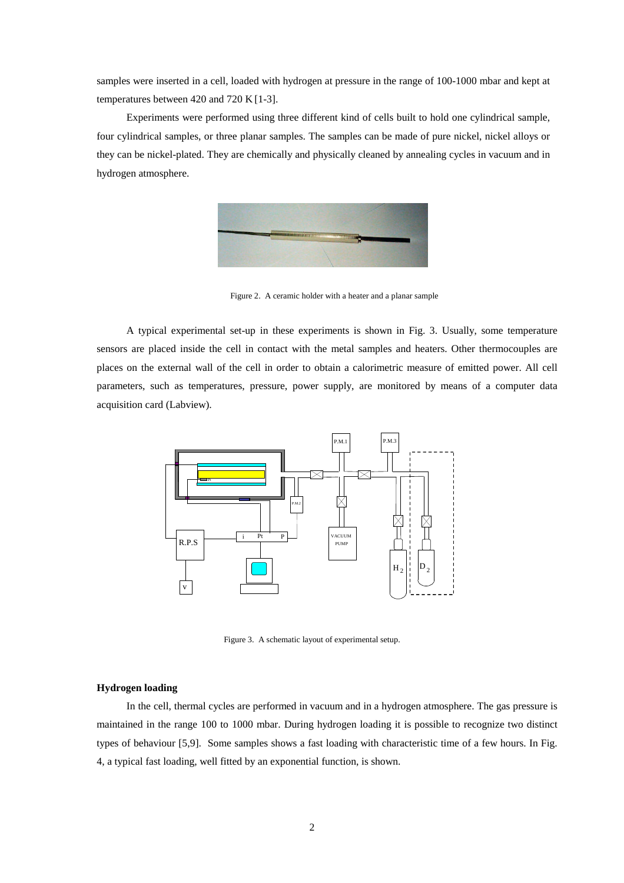samples were inserted in a cell, loaded with hydrogen at pressure in the range of 100-1000 mbar and kept at temperatures between 420 and 720 K [1-3].

Experiments were performed using three different kind of cells built to hold one cylindrical sample, four cylindrical samples, or three planar samples. The samples can be made of pure nickel, nickel alloys or they can be nickel-plated. They are chemically and physically cleaned by annealing cycles in vacuum and in hydrogen atmosphere.

Figure 2. A ceramic holder with a heater and a planar sample

A typical experimental set-up in these experiments is shown in Fig. 3. Usually, some temperature sensors are placed inside the cell in contact with the metal samples and heaters. Other thermocouples are places on the external wall of the cell in order to obtain a calorimetric measure of emitted power. All cell parameters, such as temperatures, pressure, power supply, are monitored by means of a computer data acquisition card (Labview).

Figure 3. A schematic layout of experimental setup.

### Hydrogen loading

In the cell, thermal cycles are performed in vacuum and in a hydrogen atmosphere. The gas pressure is maintained in the range 100 to 1000 mbar. During hydrogen loading it is possible to recognize two distinct types of behaviour [5,9]. Some samples shows a fast loading with characteristic time of a few hours. In Fig. 4, a typical fast loading, well fitted by an exponential function, is shown.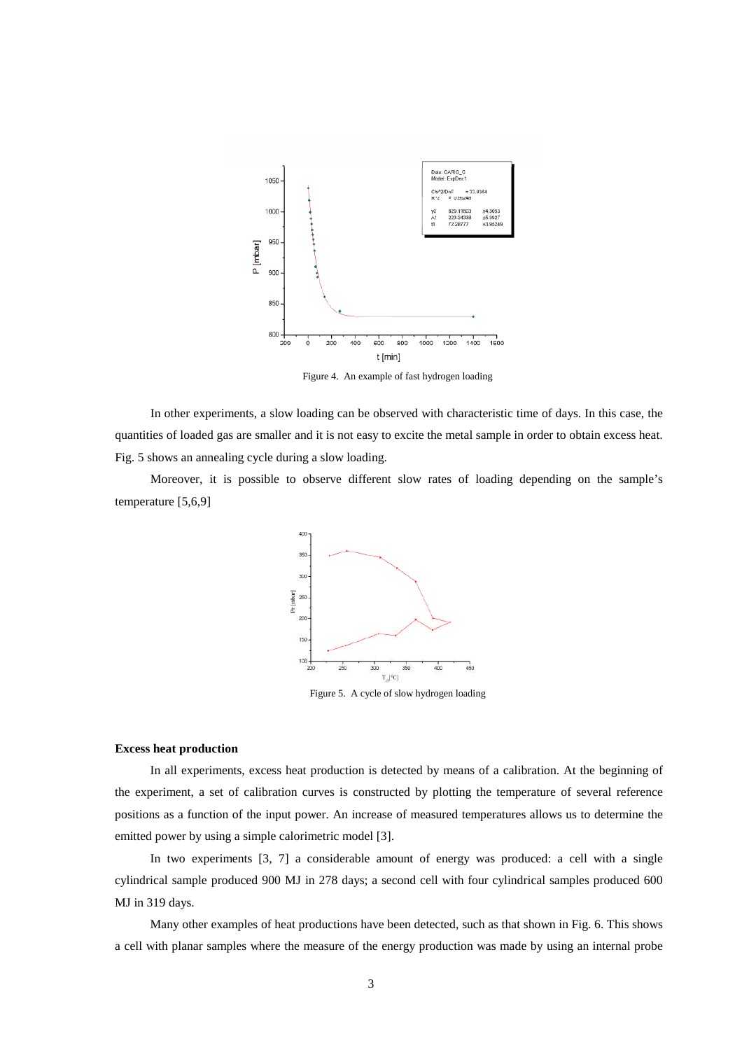Figure 4. An example of fast hydrogen loading

In other experiments, a slow loading can be observed with characteristic time of days. In this case, the quantities of loaded gas are smaller and it is not easy to excite the metal sample in order to obtain excess heat. Fig. 5 shows an annealing cycle during a slow loading.

Moreover, it is possible to observe different slow rates of loading depending on the sample's temperature [5,6,9]

Figure 5. A cycle of slow hydrogen loading

### Excess heat production

In all experiments, excess heat production is detected by means of a calibration. At the beginning of the experiment, a set of calibration curves is constructed by plotting the temperature of several reference positions as a function of the input power. An increase of measured temperatures allows us to determine the emitted power by using a simple calorimetric model [3].

In two experiments [3, 7] a considerable amount of energy was produced: a cell with a single cylindrical sample produced 900 MJ in 278 days; a second cell with four cylindrical samples produced 600 MJ in 319 days.

Many other examples of heat productions have been detected, such as that shown in Fig. 6. This shows a cell with planar samples where the measure of the energy production was made by using an internal probe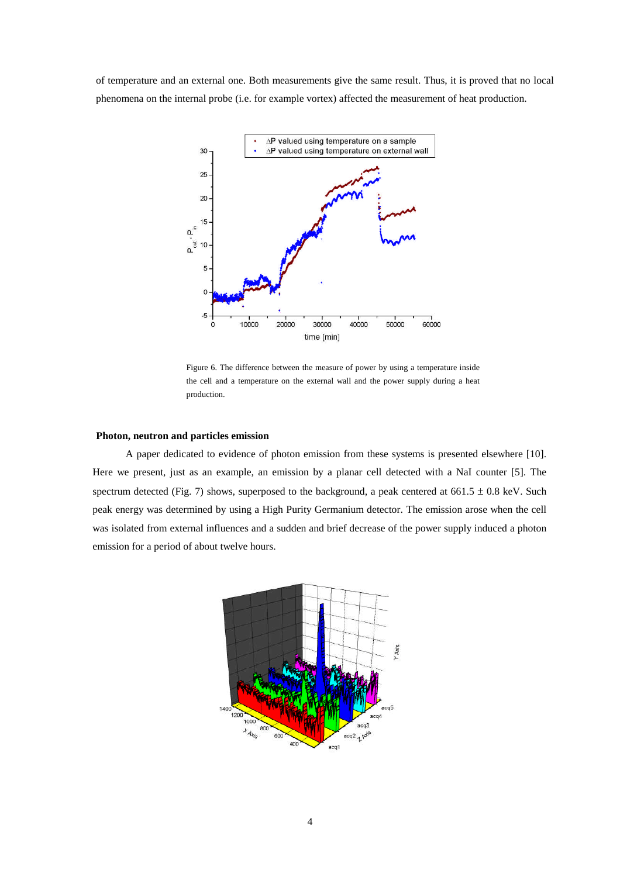of temperature and an external one. Both measurements give the same result. Thus, it is proved that no local phenomena on the internal probe (i.e. for example vortex) affected the measurement of heat production.

Figure 6. The difference between the measure of power by using a temperature inside the cell and a temperature on the external wall and the power supply during a heat production.

### Photon, neutron and particles emission

A paper dedicated to evidence of photon emission from these systems is presented elsewhere [10]. Here we present, just as an example, an emission by a planar cell detected with a NaI counter [5]. The spectrum detected (Fig. 7) shows, superposed to the background, a peak centered at 661.5 ± 0.8 keV. Such peak energy was determined by using a High Purity Germanium detector. The emission arose when the cell was isolated from external influences and a sudden and brief decrease of the power supply induced a photon emission for a period of about twelve hours.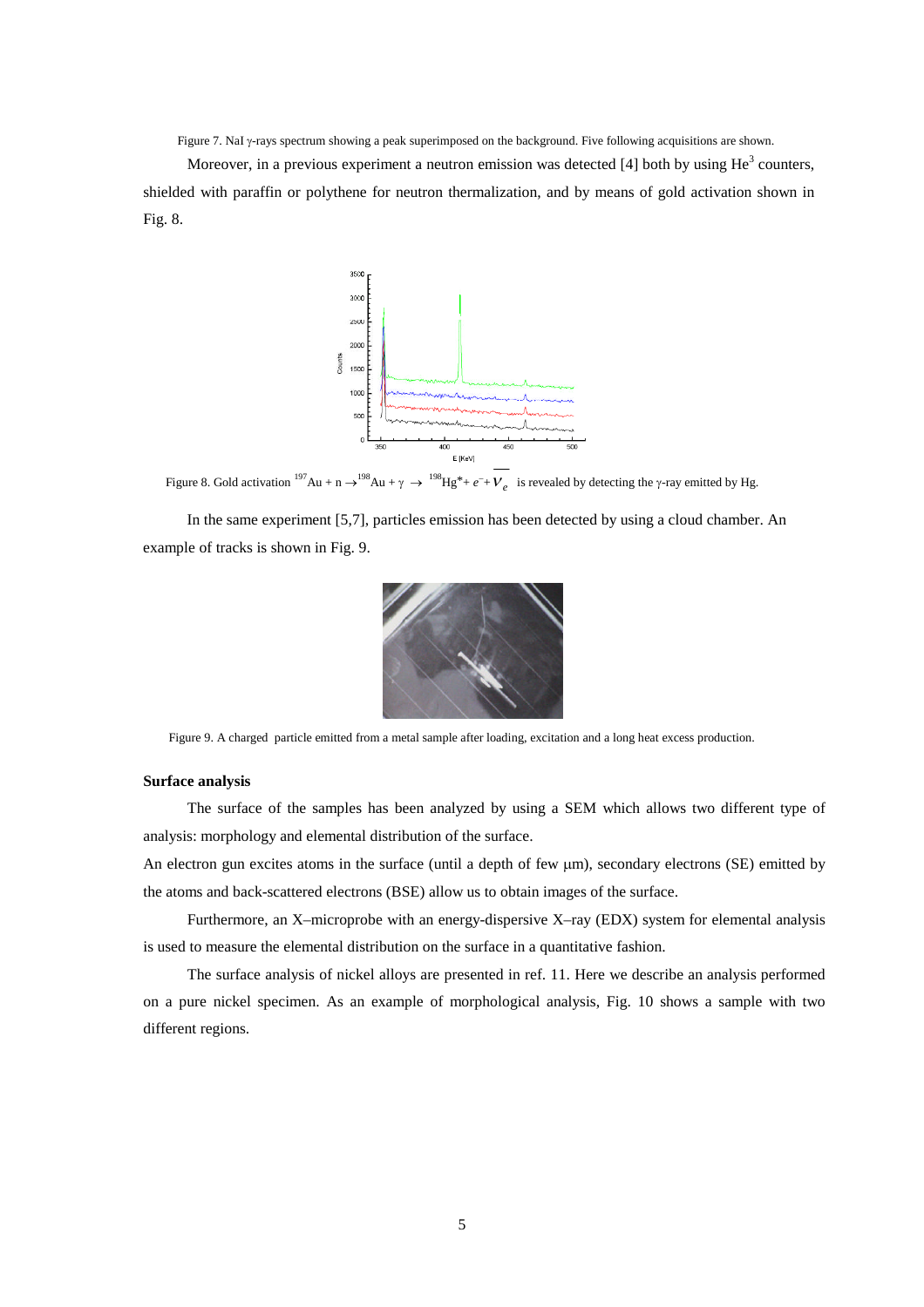Figure 7. NaI γ-rays spectrum showing a peak superimposed on the background. Five following acquisitions are shown.

Moreover, in a previous experiment a neutron emission was detected [4] both by using $He^3$ counters, shielded with paraffin or polythene for neutron thermalization, and by means of gold activation shown in Fig. 8.

Figure 8. Gold activation $^{197}Au + n \rightarrow ^{198}Au + \gamma \rightarrow ^{198}Hg^{*} + e^{-} + \overline{\nu_e}$ is revealed by detecting the γ-ray emitted by Hg.

In the same experiment [5,7], particles emission has been detected by using a cloud chamber. An example of tracks is shown in Fig. 9.

Figure 9. A charged particle emitted from a metal sample after loading, excitation and a long heat excess production.

**Surface analysis**

The surface of the samples has been analyzed by using a SEM which allows two different type of analysis: morphology and elemental distribution of the surface.

An electron gun excites atoms in the surface (until a depth of few μm), secondary electrons (SE) emitted by the atoms and back-scattered electrons (BSE) allow us to obtain images of the surface.

Furthermore, an X–microprobe with an energy-dispersive X–ray (EDX) system for elemental analysis is used to measure the elemental distribution on the surface in a quantitative fashion.

The surface analysis of nickel alloys are presented in ref. 11. Here we describe an analysis performed on a pure nickel specimen. As an example of morphological analysis, Fig. 10 shows a sample with two different regions.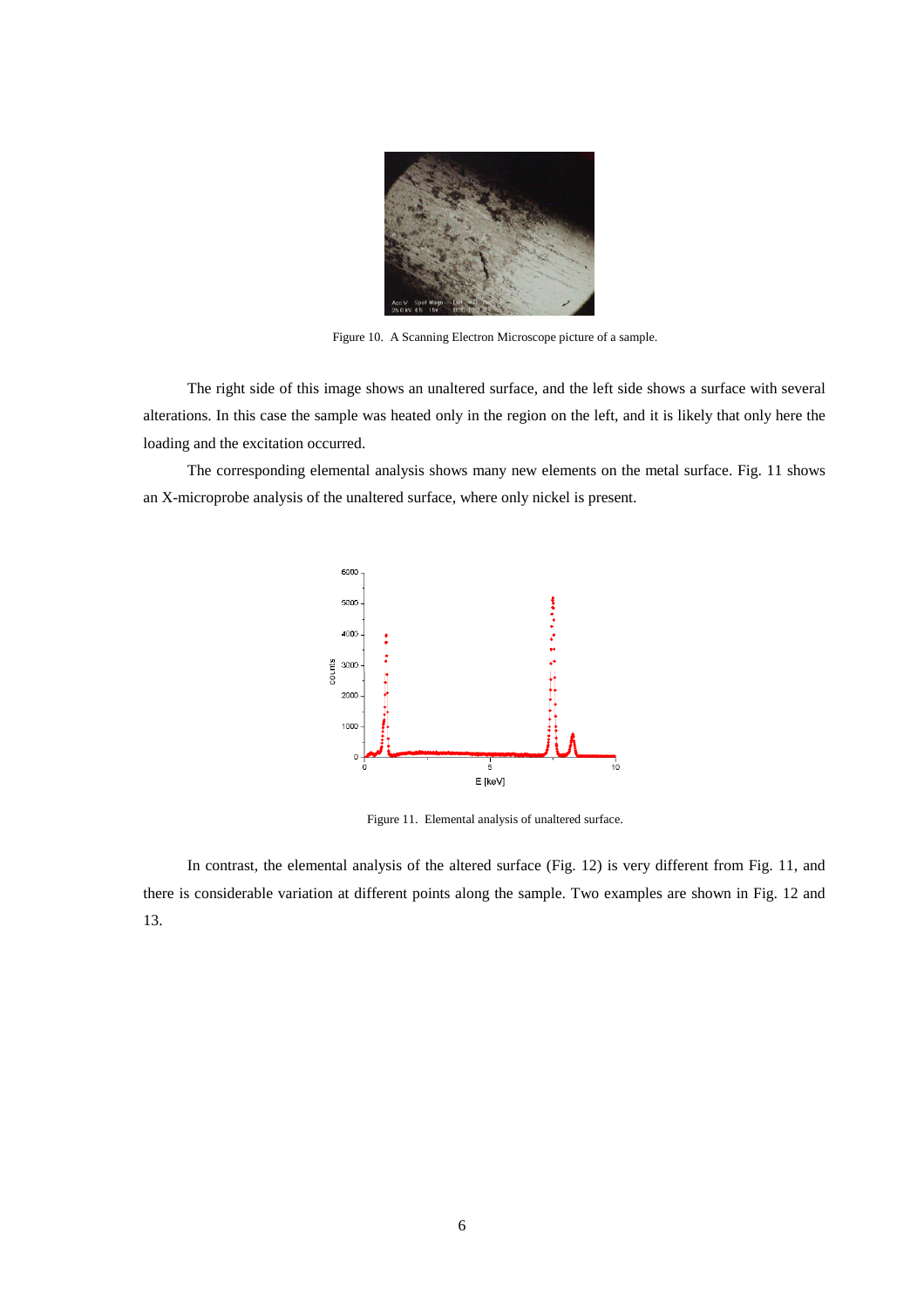Figure 10. A Scanning Electron Microscope picture of a sample.

The right side of this image shows an unaltered surface, and the left side shows a surface with several alterations. In this case the sample was heated only in the region on the left, and it is likely that only here the loading and the excitation occurred.

The corresponding elemental analysis shows many new elements on the metal surface. Fig. 11 shows an X-microprobe analysis of the unaltered surface, where only nickel is present.

Figure 11. Elemental analysis of unaltered surface.

In contrast, the elemental analysis of the altered surface (Fig. 12) is very different from Fig. 11, and there is considerable variation at different points along the sample. Two examples are shown in Fig. 12 and 13.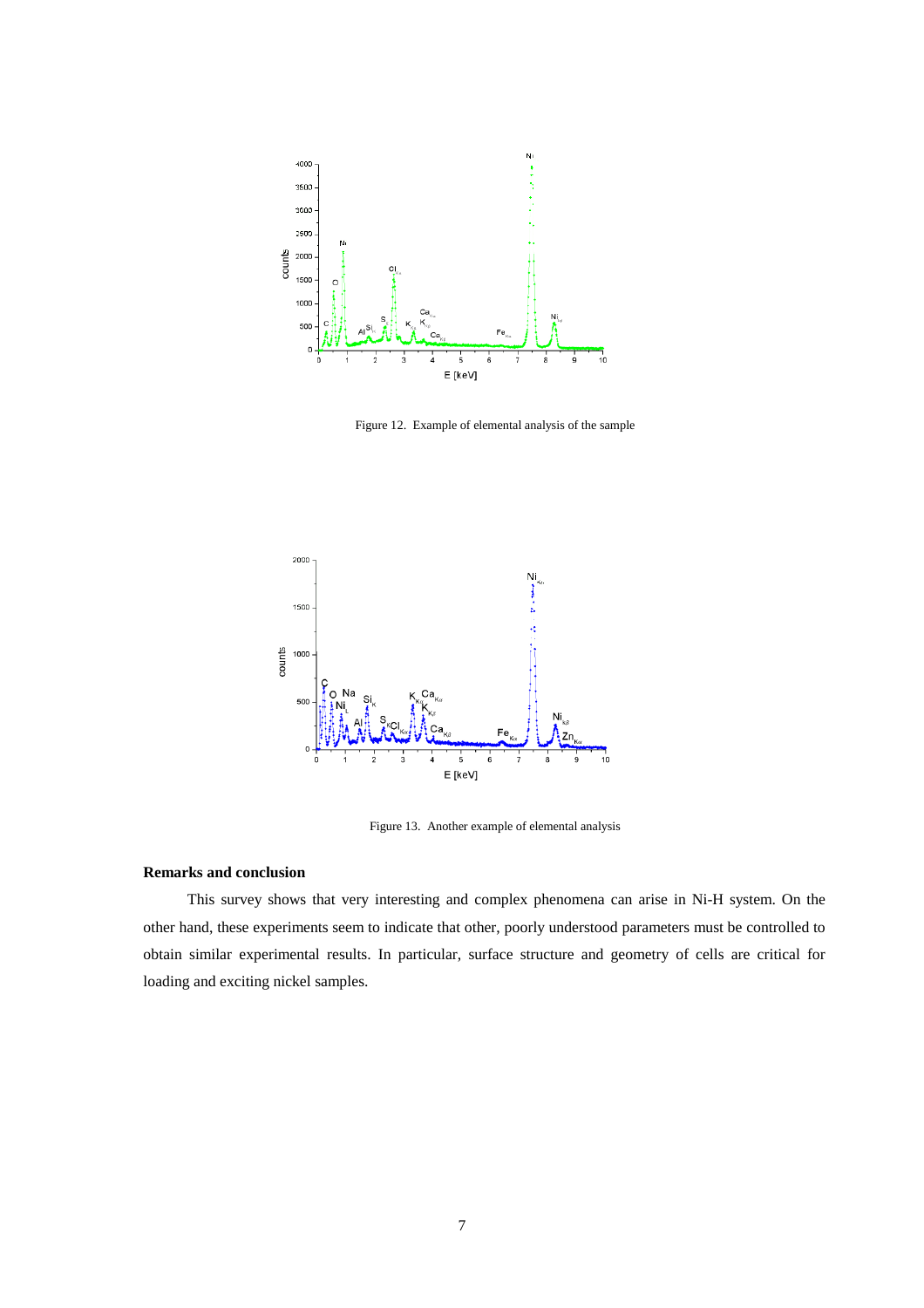Figure 12. Example of elemental analysis of the sample

Figure 13. Another example of elemental analysis

**Remarks and conclusion**

This survey shows that very interesting and complex phenomena can arise in Ni-H system. On the other hand, these experiments seem to indicate that other, poorly understood parameters must be controlled to obtain similar experimental results. In particular, surface structure and geometry of cells are critical for loading and exciting nickel samples.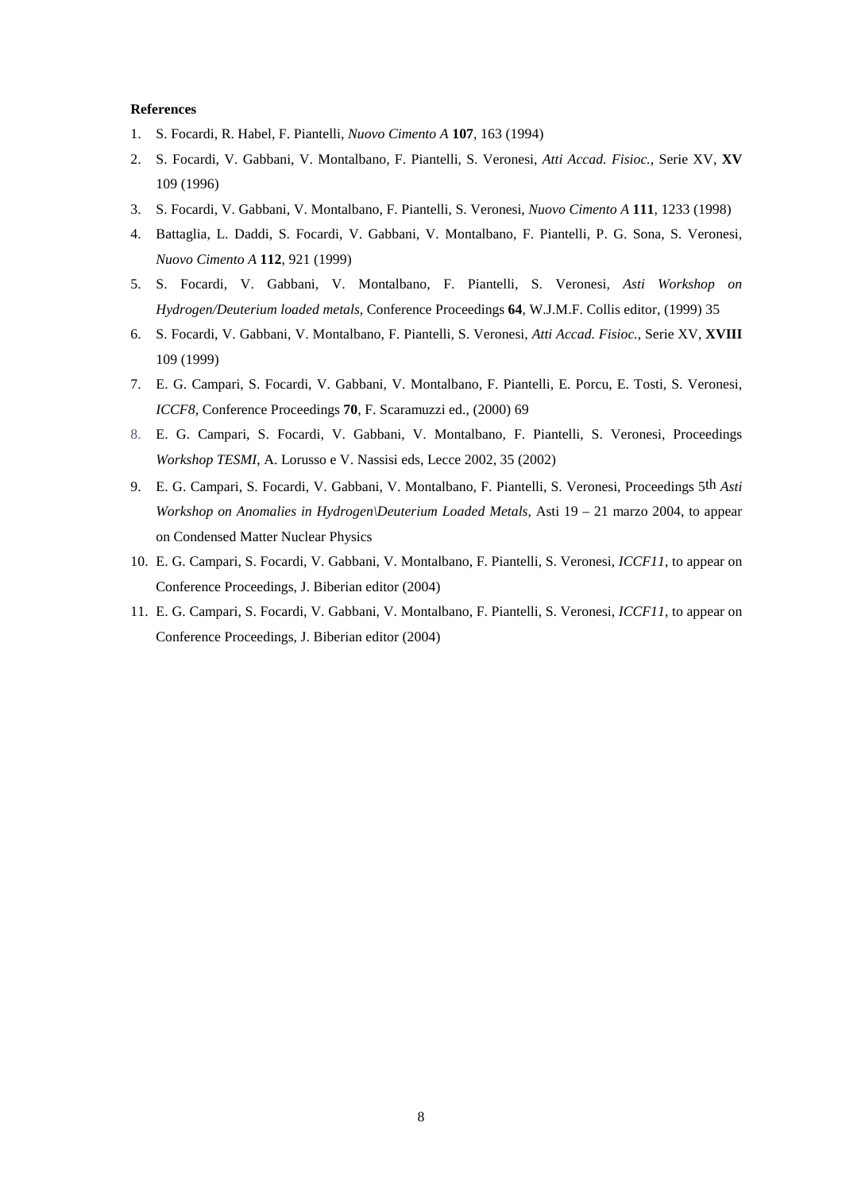**References**

1. S. Focardi, R. Habel, F. Piantelli, *Nuovo Cimento A* **107**, 163 (1994)
2. S. Focardi, V. Gabbani, V. Montalbano, F. Piantelli, S. Veronesi, *Atti Accad. Fisioc.*, Serie XV, **XV** 109 (1996)
3. S. Focardi, V. Gabbani, V. Montalbano, F. Piantelli, S. Veronesi, *Nuovo Cimento A* **111**, 1233 (1998)
4. Battaglia, L. Daddi, S. Focardi, V. Gabbani, V. Montalbano, F. Piantelli, P. G. Sona, S. Veronesi, *Nuovo Cimento A* **112**, 921 (1999)
5. S. Focardi, V. Gabbani, V. Montalbano, F. Piantelli, S. Veronesi, *Asti Workshop on Hydrogen/Deuterium loaded metals*, Conference Proceedings **64**, W.J.M.F. Collis editor, (1999) 35
6. S. Focardi, V. Gabbani, V. Montalbano, F. Piantelli, S. Veronesi, *Atti Accad. Fisioc.*, Serie XV, **XVIII** 109 (1999)
7. E. G. Campari, S. Focardi, V. Gabbani, V. Montalbano, F. Piantelli, E. Porcu, E. Tosti, S. Veronesi, *ICCF8*, Conference Proceedings **70**, F. Scaramuzzi ed., (2000) 69
8. E. G. Campari, S. Focardi, V. Gabbani, V. Montalbano, F. Piantelli, S. Veronesi, Proceedings *Workshop TESMI*, A. Lorusso e V. Nassisi eds, Lecce 2002, 35 (2002)
9. E. G. Campari, S. Focardi, V. Gabbani, V. Montalbano, F. Piantelli, S. Veronesi, Proceedings 5th *Asti Workshop on Anomalies in Hydrogen\Deuterium Loaded Metals*, Asti 19 – 21 marzo 2004, to appear on Condensed Matter Nuclear Physics
10. E. G. Campari, S. Focardi, V. Gabbani, V. Montalbano, F. Piantelli, S. Veronesi, *ICCF11*, to appear on Conference Proceedings, J. Biberian editor (2004)
11. E. G. Campari, S. Focardi, V. Gabbani, V. Montalbano, F. Piantelli, S. Veronesi, *ICCF11*, to appear on Conference Proceedings, J. Biberian editor (2004)